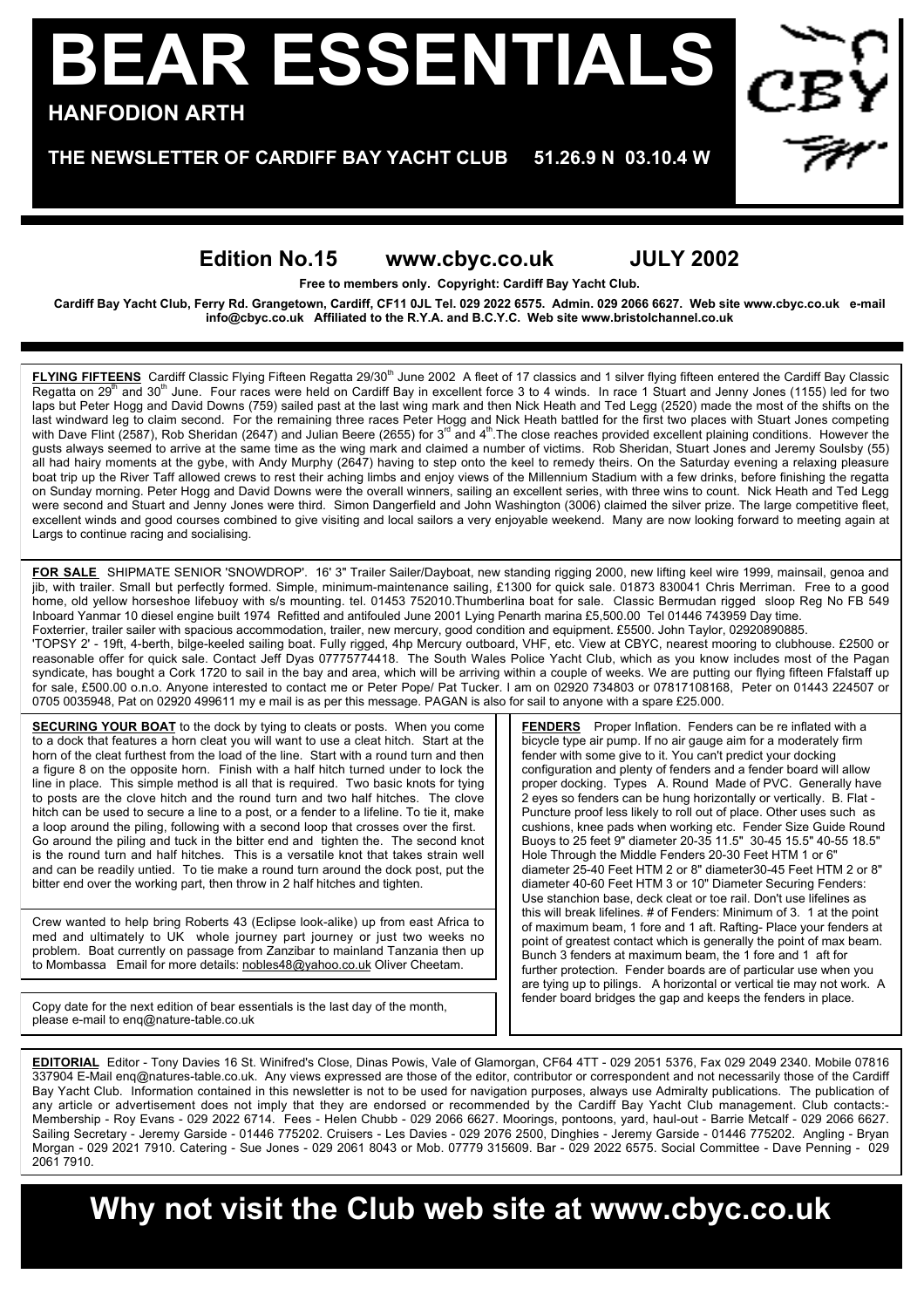# BEAR ESSENTIALS

**HANFODION ARTH**

**THE NEWSLETTER OF CARDIFF BAY YACHT CLUB 51.26.9 N 03.10.4 W**

## Edition No.15 www.cbyc.co.uk JULY 2002

**Free to members only. Copyright: Cardiff Bay Yacht Club.**

**Cardiff Bay Yacht Club, Ferry Rd. Grangetown, Cardiff, CF11 0JL Tel. 029 2022 6575. Admin. 029 2066 6627. Web site www.cbyc.co.uk e-mail info@cbyc.co.uk Affiliated to the R.Y.A. and B.C.Y.C. Web site www.bristolchannel.co.uk**

**FLYING FIFTEENS** Cardiff Classic Flying Fifteen Regatta 29/30th June 2002 A fleet of 17 classics and 1 silver flying fifteen entered the Cardiff Bay Classic Regatta on 29th and 30th June. Four races were held on Cardiff Bay in excellent force 3 to 4 winds. In race 1 Stuart and Jenny Jones (1155) led for two laps but Peter Hogg and David Downs (759) sailed past at the last wing mark and then Nick Heath and Ted Legg (2520) made the most of the shifts on the last windward leg to claim second. For the remaining three races Peter Hogg and Nick Heath battled for the first two places with Stuart Jones competing with Dave Flint (2587), Rob Sheridan (2647) and Julian Beere (2655) for 3rd and 4th.The close reaches provided excellent plaining conditions. However the gusts always seemed to arrive at the same time as the wing mark and claimed a number of victims. Rob Sheridan, Stuart Jones and Jeremy Soulsby (55) all had hairy moments at the gybe, with Andy Murphy (2647) having to step onto the keel to remedy theirs. On the Saturday evening a relaxing pleasure boat trip up the River Taff allowed crews to rest their aching limbs and enjoy views of the Millennium Stadium with a few drinks, before finishing the regatta on Sunday morning. Peter Hogg and David Downs were the overall winners, sailing an excellent series, with three wins to count. Nick Heath and Ted Legg were second and Stuart and Jenny Jones were third. Simon Dangerfield and John Washington (3006) claimed the silver prize. The large competitive fleet, excellent winds and good courses combined to give visiting and local sailors a very enjoyable weekend. Many are now looking forward to meeting again at Largs to continue racing and socialising.

**FOR SALE** SHIPMATE SENIOR 'SNOWDROP'. 16' 3" Trailer Sailer/Dayboat, new standing rigging 2000, new lifting keel wire 1999, mainsail, genoa and jib, with trailer. Small but perfectly formed. Simple, minimum-maintenance sailing, £1300 for quick sale. 01873 830041 Chris Merriman. Free to a good home, old yellow horseshoe lifebuoy with s/s mounting. tel. 01453 752010.Thumberlina boat for sale. Classic Bermudan rigged sloop Reg No FB 549 Inboard Yanmar 10 diesel engine built 1974 Refitted and antifouled June 2001 Lying Penarth marina £5,500.00 Tel 01446 743959 Day time.
Foxterrier, trailer sailer with spacious accommodation, trailer, new mercury, good condition and equipment. £5500. John Taylor, 02920890885.
'TOPSY 2' - 19ft, 4-berth, bilge-keeled sailing boat. Fully rigged, 4hp Mercury outboard, VHF, etc. View at CBYC, nearest mooring to clubhouse. £2500 or reasonable offer for quick sale. Contact Jeff Dyas 07775774418. The South Wales Police Yacht Club, which as you know includes most of the Pagan syndicate, has bought a Cork 1720 to sail in the bay and area, which will be arriving within a couple of weeks. We are putting our flying fifteen Ffalstaff up for sale, £500.00 o.n.o. Anyone interested to contact me or Peter Pope/ Pat Tucker. I am on 02920 734803 or 07817108168, Peter on 01443 224507 or 0705 0035948, Pat on 02920 499611 my e mail is as per this message. PAGAN is also for sail to anyone with a spare £25.000.

**SECURING YOUR BOAT** to the dock by tying to cleats or posts. When you come to a dock that features a horn cleat you will want to use a cleat hitch. Start at the horn of the cleat furthest from the load of the line. Start with a round turn and then a figure 8 on the opposite horn. Finish with a half hitch turned under to lock the line in place. This simple method is all that is required. Two basic knots for tying to posts are the clove hitch and the round turn and two half hitches. The clove hitch can be used to secure a line to a post, or a fender to a lifeline. To tie it, make a loop around the piling, following with a second loop that crosses over the first. Go around the piling and tuck in the bitter end and tighten the. The second knot is the round turn and half hitches. This is a versatile knot that takes strain well and can be readily untied. To tie make a round turn around the dock post, put the bitter end over the working part, then throw in 2 half hitches and tighten.

Crew wanted to help bring Roberts 43 (Eclipse look-alike) up from east Africa to med and ultimately to UK whole journey part journey or just two weeks no problem. Boat currently on passage from Zanzibar to mainland Tanzania then up to Mombassa Email for more details: nobles48@yahoo.co.uk Oliver Cheetam.

Copy date for the next edition of bear essentials is the last day of the month, please e-mail to enq@nature-table.co.uk

**FENDERS** Proper Inflation. Fenders can be re inflated with a bicycle type air pump. If no air gauge aim for a moderately firm fender with some give to it. You can't predict your docking configuration and plenty of fenders and a fender board will allow proper docking. Types A. Round Made of PVC. Generally have 2 eyes so fenders can be hung horizontally or vertically. B. Flat - Puncture proof less likely to roll out of place. Other uses such as cushions, knee pads when working etc. Fender Size Guide Round Buoys to 25 feet 9" diameter 20-35 11.5" 30-45 15.5" 40-55 18.5" Hole Through the Middle Fenders 20-30 Feet HTM 1 or 6" diameter 25-40 Feet HTM 2 or 8" diameter30-45 Feet HTM 2 or 8" diameter 40-60 Feet HTM 3 or 10" Diameter Securing Fenders: Use stanchion base, deck cleat or toe rail. Don't use lifelines as this will break lifelines. # of Fenders: Minimum of 3. 1 at the point of maximum beam, 1 fore and 1 aft. Rafting- Place your fenders at point of greatest contact which is generally the point of max beam. Bunch 3 fenders at maximum beam, the 1 fore and 1 aft for further protection. Fender boards are of particular use when you are tying up to pilings. A horizontal or vertical tie may not work. A fender board bridges the gap and keeps the fenders in place.

**EDITORIAL** Editor - Tony Davies 16 St. Winifred's Close, Dinas Powis, Vale of Glamorgan, CF64 4TT - 029 2051 5376, Fax 029 2049 2340. Mobile 07816 337904 E-Mail enq@natures-table.co.uk. Any views expressed are those of the editor, contributor or correspondent and not necessarily those of the Cardiff Bay Yacht Club. Information contained in this newsletter is not to be used for navigation purposes, always use Admiralty publications. The publication of any article or advertisement does not imply that they are endorsed or recommended by the Cardiff Bay Yacht Club management. Club contacts:- Membership - Roy Evans - 029 2022 6714. Fees - Helen Chubb - 029 2066 6627. Moorings, pontoons, yard, haul-out - Barrie Metcalf - 029 2066 6627. Sailing Secretary - Jeremy Garside - 01446 775202. Cruisers - Les Davies - 029 2076 2500, Dinghies - Jeremy Garside - 01446 775202. Angling - Bryan Morgan - 029 2021 7910. Catering - Sue Jones - 029 2061 8043 or Mob. 07779 315609. Bar - 029 2022 6575. Social Committee - Dave Penning - 029 2061 7910.

## Why not visit the Club web site at www.cbyc.co.uk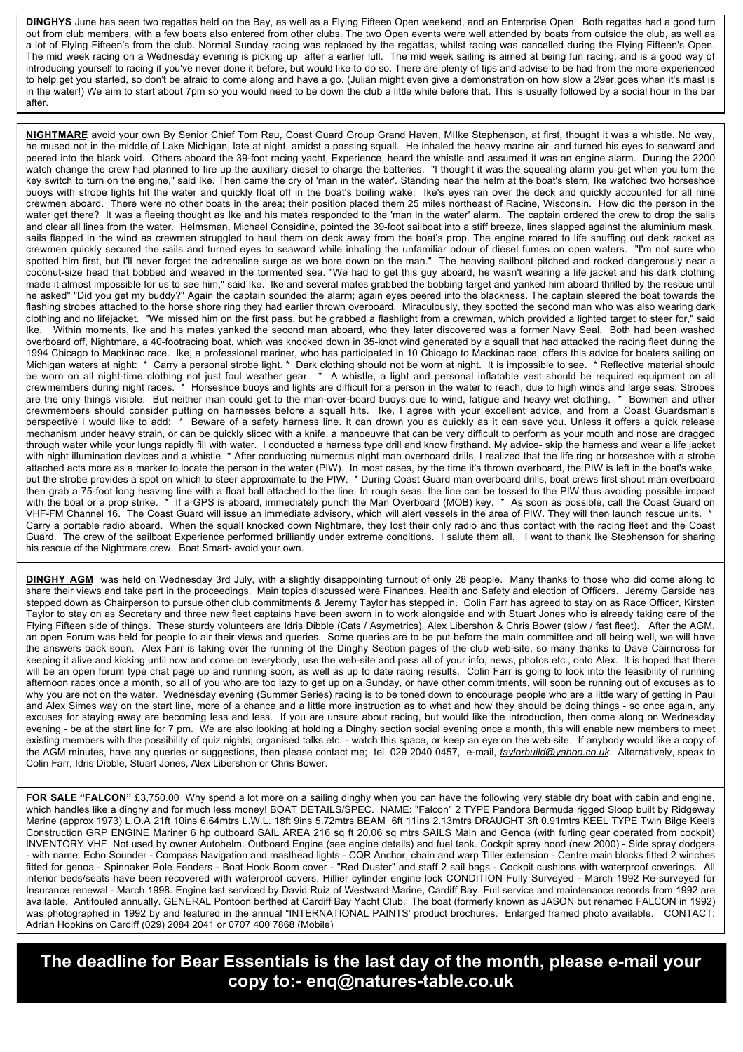**DINGHYS** June has seen two regattas held on the Bay, as well as a Flying Fifteen Open weekend, and an Enterprise Open. Both regattas had a good turn out from club members, with a few boats also entered from other clubs. The two Open events were well attended by boats from outside the club, as well as a lot of Flying Fifteen's from the club. Normal Sunday racing was replaced by the regattas, whilst racing was cancelled during the Flying Fifteen's Open. The mid week racing on a Wednesday evening is picking up after a earlier lull. The mid week sailing is aimed at being fun racing, and is a good way of introducing yourself to racing if you've never done it before, but would like to do so. There are plenty of tips and advise to be had from the more experienced to help get you started, so don't be afraid to come along and have a go. (Julian might even give a demonstration on how slow a 29er goes when it's mast is in the water!) We aim to start about 7pm so you would need to be down the club a little while before that. This is usually followed by a social hour in the bar after.

**NIGHTMARE** avoid your own By Senior Chief Tom Rau, Coast Guard Group Grand Haven, MIke Stephenson, at first, thought it was a whistle. No way, he mused not in the middle of Lake Michigan, late at night, amidst a passing squall. He inhaled the heavy marine air, and turned his eyes to seaward and peered into the black void. Others aboard the 39-foot racing yacht, Experience, heard the whistle and assumed it was an engine alarm. During the 2200 watch change the crew had planned to fire up the auxiliary diesel to charge the batteries. "I thought it was the squealing alarm you get when you turn the key switch to turn on the engine," said Ike. Then came the cry of 'man in the water'. Standing near the helm at the boat's stern, Ike watched two horseshoe buoys with strobe lights hit the water and quickly float off in the boat's boiling wake. Ike's eyes ran over the deck and quickly accounted for all nine crewmen aboard. There were no other boats in the area; their position placed them 25 miles northeast of Racine, Wisconsin. How did the person in the water get there? It was a fleeing thought as Ike and his mates responded to the 'man in the water' alarm. The captain ordered the crew to drop the sails and clear all lines from the water. Helmsman, Michael Considine, pointed the 39-foot sailboat into a stiff breeze, lines slapped against the aluminium mask, sails flapped in the wind as crewmen struggled to haul them on deck away from the boat's prop. The engine roared to life snuffing out deck racket as crewmen quickly secured the sails and turned eyes to seaward while inhaling the unfamiliar odour of diesel fumes on open waters. "I'm not sure who spotted him first, but I'll never forget the adrenaline surge as we bore down on the man." The heaving sailboat pitched and rocked dangerously near a coconut-size head that bobbed and weaved in the tormented sea. "We had to get this guy aboard, he wasn't wearing a life jacket and his dark clothing made it almost impossible for us to see him," said Ike. Ike and several mates grabbed the bobbing target and yanked him aboard thrilled by the rescue until he asked" "Did you get my buddy?" Again the captain sounded the alarm; again eyes peered into the blackness. The captain steered the boat towards the flashing strobes attached to the horse shore ring they had earlier thrown overboard. Miraculously, they spotted the second man who was also wearing dark clothing and no lifejacket. "We missed him on the first pass, but he grabbed a flashlight from a crewman, which provided a lighted target to steer for," said Ike. Within moments, Ike and his mates yanked the second man aboard, who they later discovered was a former Navy Seal. Both had been washed overboard off, Nightmare, a 40-footracing boat, which was knocked down in 35-knot wind generated by a squall that had attacked the racing fleet during the 1994 Chicago to Mackinac race. Ike, a professional mariner, who has participated in 10 Chicago to Mackinac race, offers this advice for boaters sailing on Michigan waters at night: * Carry a personal strobe light. * Dark clothing should not be worn at night. It is impossible to see. * Reflective material should be worn on all night-time clothing not just foul weather gear. * A whistle, a light and personal inflatable vest should be required equipment on all crewmembers during night races. * Horseshoe buoys and lights are difficult for a person in the water to reach, due to high winds and large seas. Strobes are the only things visible. But neither man could get to the man-over-board buoys due to wind, fatigue and heavy wet clothing. * Bowmen and other crewmembers should consider putting on harnesses before a squall hits. Ike, I agree with your excellent advice, and from a Coast Guardsman's perspective I would like to add: * Beware of a safety harness line. It can drown you as quickly as it can save you. Unless it offers a quick release mechanism under heavy strain, or can be quickly sliced with a knife, a manoeuvre that can be very difficult to perform as your mouth and nose are dragged through water while your lungs rapidly fill with water. I conducted a harness type drill and know firsthand. My advice- skip the harness and wear a life jacket with night illumination devices and a whistle * After conducting numerous night man overboard drills, I realized that the life ring or horseshoe with a strobe attached acts more as a marker to locate the person in the water (PIW). In most cases, by the time it's thrown overboard, the PIW is left in the boat's wake, but the strobe provides a spot on which to steer approximate to the PIW. * During Coast Guard man overboard drills, boat crews first shout man overboard then grab a 75-foot long heaving line with a float ball attached to the line. In rough seas, the line can be tossed to the PIW thus avoiding possible impact with the boat or a prop strike. * If a GPS is aboard, immediately punch the Man Overboard (MOB) key. * As soon as possible, call the Coast Guard on VHF-FM Channel 16. The Coast Guard will issue an immediate advisory, which will alert vessels in the area of PIW. They will then launch rescue units. * Carry a portable radio aboard. When the squall knocked down Nightmare, they lost their only radio and thus contact with the racing fleet and the Coast Guard. The crew of the sailboat Experience performed brilliantly under extreme conditions. I salute them all. I want to thank Ike Stephenson for sharing his rescue of the Nightmare crew. Boat Smart- avoid your own.

**DINGHY AGM** was held on Wednesday 3rd July, with a slightly disappointing turnout of only 28 people. Many thanks to those who did come along to share their views and take part in the proceedings. Main topics discussed were Finances, Health and Safety and election of Officers. Jeremy Garside has stepped down as Chairperson to pursue other club commitments & Jeremy Taylor has stepped in. Colin Farr has agreed to stay on as Race Officer, Kirsten Taylor to stay on as Secretary and three new fleet captains have been sworn in to work alongside and with Stuart Jones who is already taking care of the Flying Fifteen side of things. These sturdy volunteers are Idris Dibble (Cats / Asymetrics), Alex Libershon & Chris Bower (slow / fast fleet). After the AGM, an open Forum was held for people to air their views and queries. Some queries are to be put before the main committee and all being well, we will have the answers back soon. Alex Farr is taking over the running of the Dinghy Section pages of the club web-site, so many thanks to Dave Cairncross for keeping it alive and kicking until now and come on everybody, use the web-site and pass all of your info, news, photos etc., onto Alex. It is hoped that there will be an open forum type chat page up and running soon, as well as up to date racing results. Colin Farr is going to look into the feasibility of running afternoon races once a month, so all of you who are too lazy to get up on a Sunday, or have other commitments, will soon be running out of excuses as to why you are not on the water. Wednesday evening (Summer Series) racing is to be toned down to encourage people who are a little wary of getting in Paul and Alex Simes way on the start line, more of a chance and a little more instruction as to what and how they should be doing things - so once again, any excuses for staying away are becoming less and less. If you are unsure about racing, but would like the introduction, then come along on Wednesday evening - be at the start line for 7 pm. We are also looking at holding a Dinghy section social evening once a month, this will enable new members to meet existing members with the possibility of quiz nights, organised talks etc. - watch this space, or keep an eye on the web-site. If anybody would like a copy of the AGM minutes, have any queries or suggestions, then please contact me; tel. 029 2040 0457, e-mail, *taylorbuild@yahoo.co.uk*. Alternatively, speak to Colin Farr, Idris Dibble, Stuart Jones, Alex Libershon or Chris Bower.

**FOR SALE "FALCON"** £3,750.00 Why spend a lot more on a sailing dinghy when you can have the following very stable dry boat with cabin and engine, which handles like a dinghy and for much less money! BOAT DETAILS/SPEC. NAME: "Falcon" 2 TYPE Pandora Bermuda rigged Sloop built by Ridgeway Marine (approx 1973) L.O.A 21ft 10ins 6.64mtrs L.W.L. 18ft 9ins 5.72mtrs BEAM 6ft 11ins 2.13mtrs DRAUGHT 3ft 0.91mtrs KEEL TYPE Twin Bilge Keels Construction GRP ENGINE Mariner 6 hp outboard SAIL AREA 216 sq ft 20.06 sq mtrs SAILS Main and Genoa (with furling gear operated from cockpit) INVENTORY VHF Not used by owner Autohelm. Outboard Engine (see engine details) and fuel tank. Cockpit spray hood (new 2000) - Side spray dodgers - with name. Echo Sounder - Compass Navigation and masthead lights - CQR Anchor, chain and warp Tiller extension - Centre main blocks fitted 2 winches fitted for genoa - Spinnaker Pole Fenders - Boat Hook Boom cover - "Red Duster" and staff 2 sail bags - Cockpit cushions with waterproof coverings. All interior beds/seats have been recovered with waterproof covers. Hillier cylinder engine lock CONDITION Fully Surveyed - March 1992 Re-surveyed for Insurance renewal - March 1998. Engine last serviced by David Ruiz of Westward Marine, Cardiff Bay. Full service and maintenance records from 1992 are available. Antifouled annually. GENERAL Pontoon berthed at Cardiff Bay Yacht Club. The boat (formerly known as JASON but renamed FALCON in 1992) was photographed in 1992 by and featured in the annual "INTERNATIONAL PAINTS' product brochures. Enlarged framed photo available. CONTACT: Adrian Hopkins on Cardiff (029) 2084 2041 or 0707 400 7868 (Mobile)

**The deadline for Bear Essentials is the last day of the month, please e-mail your copy to:- enq@natures-table.co.uk**